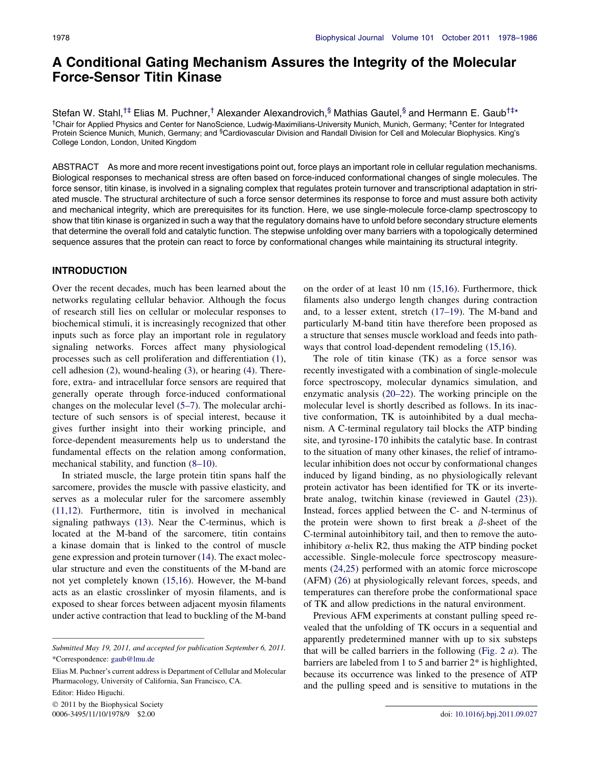# A Conditional Gating Mechanism Assures the Integrity of the Molecular Force-Sensor Titin Kinase

Stefan W. Stahl,[†‡] Elias M. Puchner,[†] Alexander Alexandrovich,[§] Mathias Gautel,[§] and Hermann E. Gaub[†‡*]

[†]Chair for Applied Physics and Center for NanoScience, Ludwig-Maximilians-University Munich, Munich, Germany; [‡]Center for Integrated Protein Science Munich, Munich, Germany; and [§]Cardiovascular Division and Randall Division for Cell and Molecular Biophysics. King's College London, London, United Kingdom

ABSTRACT As more and more recent investigations point out, force plays an important role in cellular regulation mechanisms. Biological responses to mechanical stress are often based on force-induced conformational changes of single molecules. The force sensor, titin kinase, is involved in a signaling complex that regulates protein turnover and transcriptional adaptation in striated muscle. The structural architecture of such a force sensor determines its response to force and must assure both activity and mechanical integrity, which are prerequisites for its function. Here, we use single-molecule force-clamp spectroscopy to show that titin kinase is organized in such a way that the regulatory domains have to unfold before secondary structure elements that determine the overall fold and catalytic function. The stepwise unfolding over many barriers with a topologically determined sequence assures that the protein can react to force by conformational changes while maintaining its structural integrity.

## INTRODUCTION

Over the recent decades, much has been learned about the networks regulating cellular behavior. Although the focus of research still lies on cellular or molecular responses to biochemical stimuli, it is increasingly recognized that other inputs such as force play an important role in regulatory signaling networks. Forces affect many physiological processes such as cell proliferation and differentiation (1), cell adhesion (2), wound-healing (3), or hearing (4). Therefore, extra- and intracellular force sensors are required that generally operate through force-induced conformational changes on the molecular level (5–7). The molecular architecture of such sensors is of special interest, because it gives further insight into their working principle, and force-dependent measurements help us to understand the fundamental effects on the relation among conformation, mechanical stability, and function (8–10).

In striated muscle, the large protein titin spans half the sarcomere, provides the muscle with passive elasticity, and serves as a molecular ruler for the sarcomere assembly (11,12). Furthermore, titin is involved in mechanical signaling pathways (13). Near the C-terminus, which is located at the M-band of the sarcomere, titin contains a kinase domain that is linked to the control of muscle gene expression and protein turnover (14). The exact molecular structure and even the constituents of the M-band are not yet completely known (15,16). However, the M-band acts as an elastic crosslinker of myosin filaments, and is exposed to shear forces between adjacent myosin filaments under active contraction that lead to buckling of the M-band on the order of at least 10 nm (15,16). Furthermore, thick filaments also undergo length changes during contraction and, to a lesser extent, stretch (17–19). The M-band and particularly M-band titin have therefore been proposed as a structure that senses muscle workload and feeds into pathways that control load-dependent remodeling (15,16).

The role of titin kinase (TK) as a force sensor was recently investigated with a combination of single-molecule force spectroscopy, molecular dynamics simulation, and enzymatic analysis (20–22). The working principle on the molecular level is shortly described as follows. In its inactive conformation, TK is autoinhibited by a dual mechanism. A C-terminal regulatory tail blocks the ATP binding site, and tyrosine-170 inhibits the catalytic base. In contrast to the situation of many other kinases, the relief of intramolecular inhibition does not occur by conformational changes induced by ligand binding, as no physiologically relevant protein activator has been identified for TK or its invertebrate analog, twitchin kinase (reviewed in Gautel (23)). Instead, forces applied between the C- and N-terminus of the protein were shown to first break a $\beta$-sheet of the C-terminal autoinhibitory tail, and then to remove the autoinhibitory $\alpha$-helix R2, thus making the ATP binding pocket accessible. Single-molecule force spectroscopy measurements (24,25) performed with an atomic force microscope (AFM) (26) at physiologically relevant forces, speeds, and temperatures can therefore probe the conformational space of TK and allow predictions in the natural environment.

Previous AFM experiments at constant pulling speed revealed that the unfolding of TK occurs in a sequential and apparently predetermined manner with up to six substeps that will be called barriers in the following (Fig. 2 *a*). The barriers are labeled from 1 to 5 and barrier 2* is highlighted, because its occurrence was linked to the presence of ATP and the pulling speed and is sensitive to mutations in the

*Submitted May 19, 2011, and accepted for publication September 6, 2011.*

*Correspondence: gaub@lmu.de

Elias M. Puchner's current address is Department of Cellular and Molecular Pharmacology, University of California, San Francisco, CA.

Editor: Hideo Higuchi.

© 2011 by the Biophysical Society
0006-3495/11/10/1978/9 $2.00

doi: 10.1016/j.bpj.2011.09.027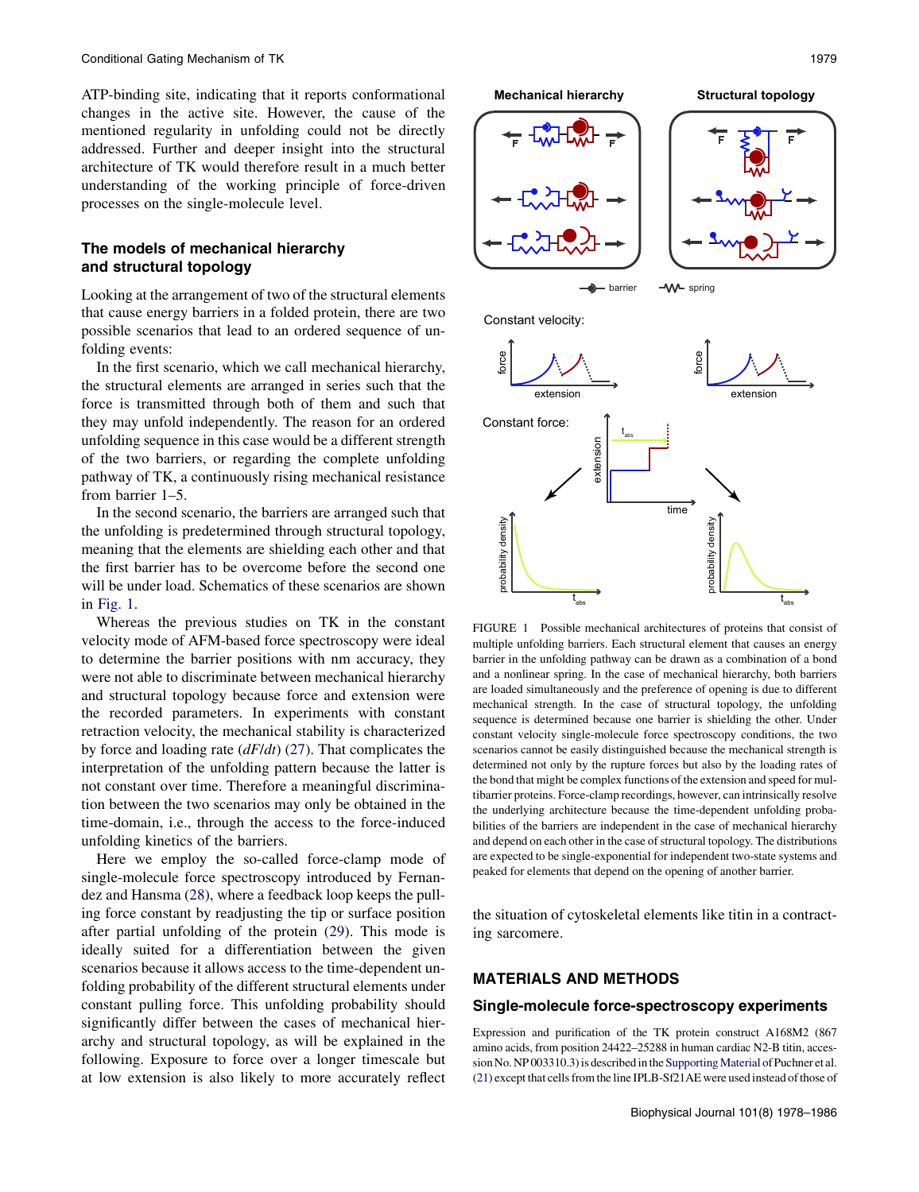ATP-binding site, indicating that it reports conformational changes in the active site. However, the cause of the mentioned regularity in unfolding could not be directly addressed. Further and deeper insight into the structural architecture of TK would therefore result in a much better understanding of the working principle of force-driven processes on the single-molecule level.

## The models of mechanical hierarchy and structural topology

Looking at the arrangement of two of the structural elements that cause energy barriers in a folded protein, there are two possible scenarios that lead to an ordered sequence of unfolding events:

In the first scenario, which we call mechanical hierarchy, the structural elements are arranged in series such that the force is transmitted through both of them and such that they may unfold independently. The reason for an ordered unfolding sequence in this case would be a different strength of the two barriers, or regarding the complete unfolding pathway of TK, a continuously rising mechanical resistance from barrier 1–5.

In the second scenario, the barriers are arranged such that the unfolding is predetermined through structural topology, meaning that the elements are shielding each other and that the first barrier has to be overcome before the second one will be under load. Schematics of these scenarios are shown in Fig. 1.

Whereas the previous studies on TK in the constant velocity mode of AFM-based force spectroscopy were ideal to determine the barrier positions with nm accuracy, they were not able to discriminate between mechanical hierarchy and structural topology because force and extension were the recorded parameters. In experiments with constant retraction velocity, the mechanical stability is characterized by force and loading rate (*dF*/*dt*) (27). That complicates the interpretation of the unfolding pattern because the latter is not constant over time. Therefore a meaningful discrimination between the two scenarios may only be obtained in the time-domain, i.e., through the access to the force-induced unfolding kinetics of the barriers.

Here we employ the so-called force-clamp mode of single-molecule force spectroscopy introduced by Fernandez and Hansma (28), where a feedback loop keeps the pulling force constant by readjusting the tip or surface position after partial unfolding of the protein (29). This mode is ideally suited for a differentiation between the given scenarios because it allows access to the time-dependent unfolding probability of the different structural elements under constant pulling force. This unfolding probability should significantly differ between the cases of mechanical hierarchy and structural topology, as will be explained in the following. Exposure to force over a longer timescale but at low extension is also likely to more accurately reflect the situation of cytoskeletal elements like titin in a contracting sarcomere.

Mechanical hierarchy

Structural topology

F F

barrier spring

Constant velocity:

force

extension

Constant force:

extension

time

$t_{abs}$

probability density

FIGURE 1 Possible mechanical architectures of proteins that consist of multiple unfolding barriers. Each structural element that causes an energy barrier in the unfolding pathway can be drawn as a combination of a bond and a nonlinear spring. In the case of mechanical hierarchy, both barriers are loaded simultaneously and the preference of opening is due to different mechanical strength. In the case of structural topology, the unfolding sequence is determined because one barrier is shielding the other. Under constant velocity single-molecule force spectroscopy conditions, the two scenarios cannot be easily distinguished because the mechanical strength is determined not only by the rupture forces but also by the loading rates of the bond that might be complex functions of the extension and speed for multibarrier proteins. Force-clamp recordings, however, can intrinsically resolve the underlying architecture because the time-dependent unfolding probabilities of the barriers are independent in the case of mechanical hierarchy and depend on each other in the case of structural topology. The distributions are expected to be single-exponential for independent two-state systems and peaked for elements that depend on the opening of another barrier.

## MATERIALS AND METHODS

### Single-molecule force-spectroscopy experiments

Expression and purification of the TK protein construct A168M2 (867 amino acids, from position 24422–25288 in human cardiac N2-B titin, accession No. NP 003310.3) is described in the Supporting Material of Puchner et al. (21) except that cells from the line IPLB-Sf21AE were used instead of those of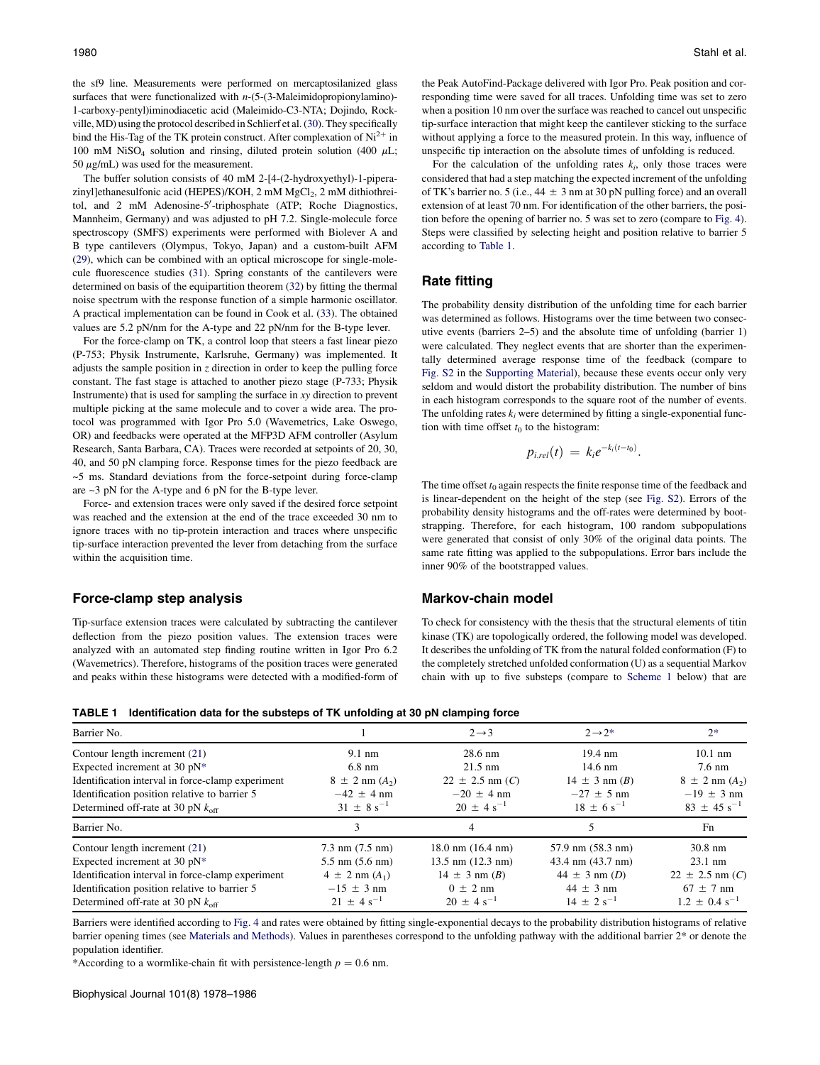the sf9 line. Measurements were performed on mercaptosilanized glass surfaces that were functionalized with *n*-(5-(3-Maleimidopropionylamino)-1-carboxy-pentyl)iminodiacetic acid (Maleimido-C3-NTA; Dojindo, Rockville, MD) using the protocol described in Schlierf et al. (30). They specifically bind the His-Tag of the TK protein construct. After complexation of $Ni^{2+}$ in 100 mM $NiSO_4$ solution and rinsing, diluted protein solution (400 $\mu$L; 50 $\mu$g/mL) was used for the measurement.

The buffer solution consists of 40 mM 2-[4-(2-hydroxyethyl)-1-piperazinyl]ethanesulfonic acid (HEPES)/KOH, 2 mM $MgCl_2$, 2 mM dithiothreitol, and 2 mM Adenosine-5′-triphosphate (ATP; Roche Diagnostics, Mannheim, Germany) and was adjusted to pH 7.2. Single-molecule force spectroscopy (SMFS) experiments were performed with Biolever A and B type cantilevers (Olympus, Tokyo, Japan) and a custom-built AFM (29), which can be combined with an optical microscope for single-molecule fluorescence studies (31). Spring constants of the cantilevers were determined on basis of the equipartition theorem (32) by fitting the thermal noise spectrum with the response function of a simple harmonic oscillator. A practical implementation can be found in Cook et al. (33). The obtained values are 5.2 pN/nm for the A-type and 22 pN/nm for the B-type lever.

For the force-clamp on TK, a control loop that steers a fast linear piezo (P-753; Physik Instrumente, Karlsruhe, Germany) was implemented. It adjusts the sample position in *z* direction in order to keep the pulling force constant. The fast stage is attached to another piezo stage (P-733; Physik Instrumente) that is used for sampling the surface in *xy* direction to prevent multiple picking at the same molecule and to cover a wide area. The protocol was programmed with Igor Pro 5.0 (Wavemetrics, Lake Oswego, OR) and feedbacks were operated at the MFP3D AFM controller (Asylum Research, Santa Barbara, CA). Traces were recorded at setpoints of 20, 30, 40, and 50 pN clamping force. Response times for the piezo feedback are ~5 ms. Standard deviations from the force-setpoint during force-clamp are ~3 pN for the A-type and 6 pN for the B-type lever.

Force- and extension traces were only saved if the desired force setpoint was reached and the extension at the end of the trace exceeded 30 nm to ignore traces with no tip-protein interaction and traces where unspecific tip-surface interaction prevented the lever from detaching from the surface within the acquisition time.

## Force-clamp step analysis

Tip-surface extension traces were calculated by subtracting the cantilever deflection from the piezo position values. The extension traces were analyzed with an automated step finding routine written in Igor Pro 6.2 (Wavemetrics). Therefore, histograms of the position traces were generated and peaks within these histograms were detected with a modified-form of the Peak AutoFind-Package delivered with Igor Pro. Peak position and corresponding time were saved for all traces. Unfolding time was set to zero when a position 10 nm over the surface was reached to cancel out unspecific tip-surface interaction that might keep the cantilever sticking to the surface without applying a force to the measured protein. In this way, influence of unspecific tip interaction on the absolute times of unfolding is reduced.

For the calculation of the unfolding rates $k_i$, only those traces were considered that had a step matching the expected increment of the unfolding of TK's barrier no. 5 (i.e., 44 $\pm$ 3 nm at 30 pN pulling force) and an overall extension of at least 70 nm. For identification of the other barriers, the position before the opening of barrier no. 5 was set to zero (compare to Fig. 4). Steps were classified by selecting height and position relative to barrier 5 according to Table 1.

## Rate fitting

The probability density distribution of the unfolding time for each barrier was determined as follows. Histograms over the time between two consecutive events (barriers 2–5) and the absolute time of unfolding (barrier 1) were calculated. They neglect events that are shorter than the experimentally determined average response time of the feedback (compare to Fig. S2 in the Supporting Material), because these events occur only very seldom and would distort the probability distribution. The number of bins in each histogram corresponds to the square root of the number of events. The unfolding rates $k_i$ were determined by fitting a single-exponential function with time offset $t_0$ to the histogram:

$$p_{i,rel}(t) = k_i e^{-k_i(t-t_0)}.$$

The time offset $t_0$ again respects the finite response time of the feedback and is linear-dependent on the height of the step (see Fig. S2). Errors of the probability density histograms and the off-rates were determined by bootstrapping. Therefore, for each histogram, 100 random subpopulations were generated that consist of only 30% of the original data points. The same rate fitting was applied to the subpopulations. Error bars include the inner 90% of the bootstrapped values.

## Markov-chain model

To check for consistency with the thesis that the structural elements of titin kinase (TK) are topologically ordered, the following model was developed. It describes the unfolding of TK from the natural folded conformation (F) to the completely stretched unfolded conformation (U) as a sequential Markov chain with up to five substeps (compare to Scheme 1 below) that are

**TABLE 1 Identification data for the substeps of TK unfolding at 30 pN clamping force**

| Barrier No. | 1 | 2→3 | 2→2* | 2* |
|---|---|---|---|---|
| Contour length increment (21) | 9.1 nm | 28.6 nm | 19.4 nm | 10.1 nm |
| Expected increment at 30 pN* | 6.8 nm | 21.5 nm | 14.6 nm | 7.6 nm |
| Identification interval in force-clamp experiment | 8 $\pm$ 2 nm ($A_2$) | 22 $\pm$ 2.5 nm (*C*) | 14 $\pm$ 3 nm (*B*) | 8 $\pm$ 2 nm ($A_2$) |
| Identification position relative to barrier 5 | −42 $\pm$ 4 nm | −20 $\pm$ 4 nm | −27 $\pm$ 5 nm | −19 $\pm$ 3 nm |
| Determined off-rate at 30 pN $k_{off}$ | 31 $\pm$ 8 $s^{-1}$ | 20 $\pm$ 4 $s^{-1}$ | 18 $\pm$ 6 $s^{-1}$ | 83 $\pm$ 45 $s^{-1}$ |
| **Barrier No.** | **3** | **4** | **5** | **Fn** |
| Contour length increment (21) | 7.3 nm (7.5 nm) | 18.0 nm (16.4 nm) | 57.9 nm (58.3 nm) | 30.8 nm |
| Expected increment at 30 pN* | 5.5 nm (5.6 nm) | 13.5 nm (12.3 nm) | 43.4 nm (43.7 nm) | 23.1 nm |
| Identification interval in force-clamp experiment | 4 $\pm$ 2 nm ($A_1$) | 14 $\pm$ 3 nm (*B*) | 44 $\pm$ 3 nm (*D*) | 22 $\pm$ 2.5 nm (*C*) |
| Identification position relative to barrier 5 | −15 $\pm$ 3 nm | 0 $\pm$ 2 nm | 44 $\pm$ 3 nm | 67 $\pm$ 7 nm |
| Determined off-rate at 30 pN $k_{off}$ | 21 $\pm$ 4 $s^{-1}$ | 20 $\pm$ 4 $s^{-1}$ | 14 $\pm$ 2 $s^{-1}$ | 1.2 $\pm$ 0.4 $s^{-1}$ |

Barriers were identified according to Fig. 4 and rates were obtained by fitting single-exponential decays to the probability distribution histograms of relative barrier opening times (see Materials and Methods). Values in parentheses correspond to the unfolding pathway with the additional barrier 2* or denote the population identifier.

*According to a wormlike-chain fit with persistence-length $p = 0.6$ nm.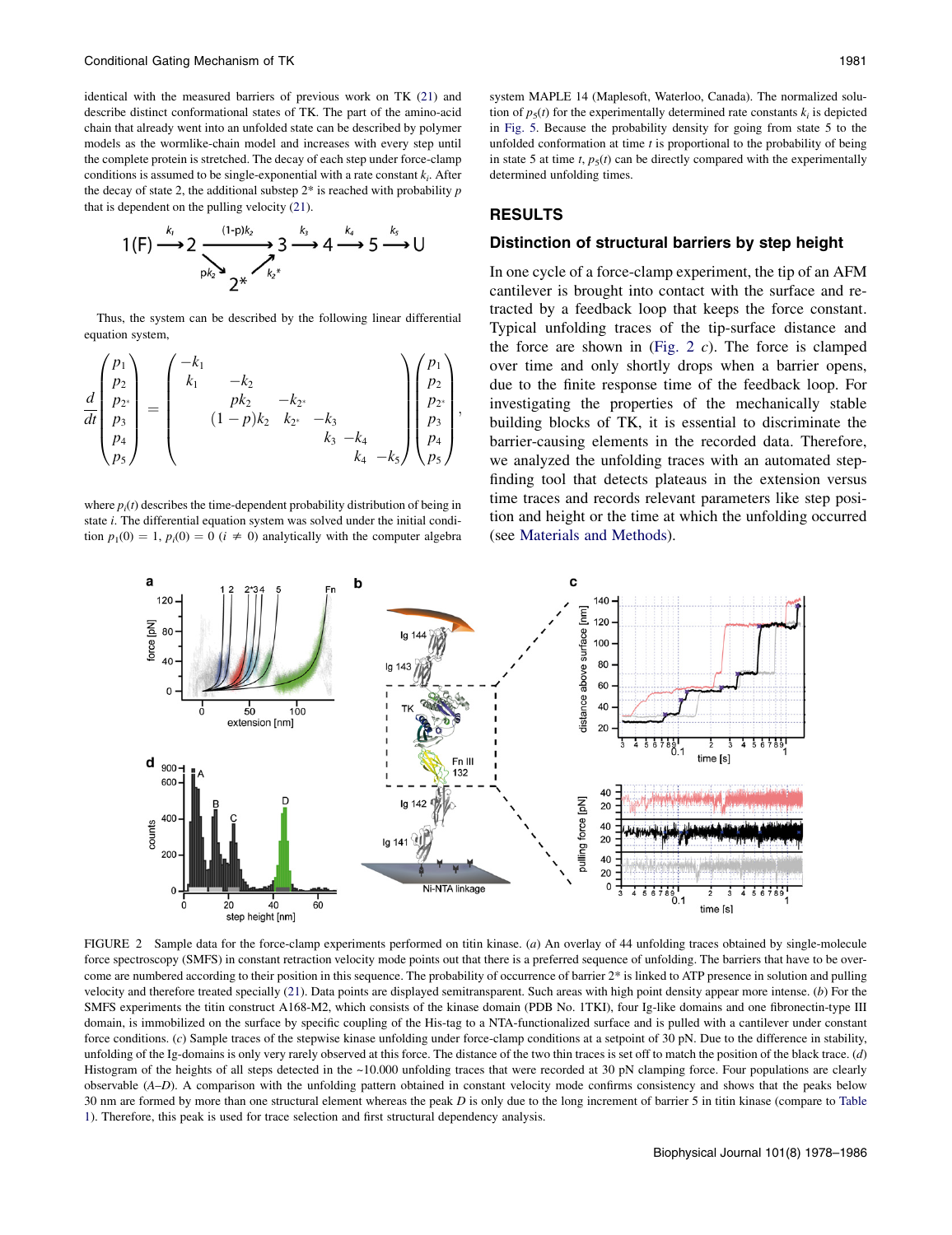identical with the measured barriers of previous work on TK (21) and describe distinct conformational states of TK. The part of the amino-acid chain that already went into an unfolded state can be described by polymer models as the wormlike-chain model and increases with every step until the complete protein is stretched. The decay of each step under force-clamp conditions is assumed to be single-exponential with a rate constant $k_i$. After the decay of state 2, the additional substep 2* is reached with probability $p$ that is dependent on the pulling velocity (21).

$$1(F) \xrightarrow{k_1} 2 \xrightarrow{(1-p)k_2} 3 \xrightarrow{k_3} 4 \xrightarrow{k_4} 5 \xrightarrow{k_5} U, \qquad 2 \xrightarrow{pk_2} 2^* \xrightarrow{k_{2^*}} 3$$

Thus, the system can be described by the following linear differential equation system,

$$\frac{d}{dt}\begin{pmatrix} p_1 \\ p_2 \\ p_{2^*} \\ p_3 \\ p_4 \\ p_5 \end{pmatrix} = \begin{pmatrix} -k_1 & & & & & \\ k_1 & -k_2 & & & & \\ & pk_2 & -k_{2^*} & & & \\ & (1-p)k_2 & k_{2^*} & -k_3 & & \\ & & & k_3 & -k_4 & \\ & & & & k_4 & -k_5 \end{pmatrix} \begin{pmatrix} p_1 \\ p_2 \\ p_{2^*} \\ p_3 \\ p_4 \\ p_5 \end{pmatrix},$$

where $p_i(t)$ describes the time-dependent probability distribution of being in state $i$. The differential equation system was solved under the initial condition $p_1(0) = 1$, $p_i(0) = 0$ $(i \neq 0)$ analytically with the computer algebra system MAPLE 14 (Maplesoft, Waterloo, Canada). The normalized solution of $p_5(t)$ for the experimentally determined rate constants $k_i$ is depicted in Fig. 5. Because the probability density for going from state 5 to the unfolded conformation at time $t$ is proportional to the probability of being in state 5 at time $t$, $p_5(t)$ can be directly compared with the experimentally determined unfolding times.

## RESULTS

### Distinction of structural barriers by step height

In one cycle of a force-clamp experiment, the tip of an AFM cantilever is brought into contact with the surface and retracted by a feedback loop that keeps the force constant. Typical unfolding traces of the tip-surface distance and the force are shown in (Fig. 2 *c*). The force is clamped over time and only shortly drops when a barrier opens, due to the finite response time of the feedback loop. For investigating the properties of the mechanically stable building blocks of TK, it is essential to discriminate the barrier-causing elements in the recorded data. Therefore, we analyzed the unfolding traces with an automated step-finding tool that detects plateaus in the extension versus time traces and records relevant parameters like step position and height or the time at which the unfolding occurred (see Materials and Methods).

FIGURE 2 Sample data for the force-clamp experiments performed on titin kinase. (*a*) An overlay of 44 unfolding traces obtained by single-molecule force spectroscopy (SMFS) in constant retraction velocity mode points out that there is a preferred sequence of unfolding. The barriers that have to be overcome are numbered according to their position in this sequence. The probability of occurrence of barrier 2* is linked to ATP presence in solution and pulling velocity and therefore treated specially (21). Data points are displayed semitransparent. Such areas with high point density appear more intense. (*b*) For the SMFS experiments the titin construct A168-M2, which consists of the kinase domain (PDB No. 1TKI), four Ig-like domains and one fibronectin-type III domain, is immobilized on the surface by specific coupling of the His-tag to a NTA-functionalized surface and is pulled with a cantilever under constant force conditions. (*c*) Sample traces of the stepwise kinase unfolding under force-clamp conditions at a setpoint of 30 pN. Due to the difference in stability, unfolding of the Ig-domains is only very rarely observed at this force. The distance of the two thin traces is set off to match the position of the black trace. (*d*) Histogram of the heights of all steps detected in the ~10.000 unfolding traces that were recorded at 30 pN clamping force. Four populations are clearly observable (*A–D*). A comparison with the unfolding pattern obtained in constant velocity mode confirms consistency and shows that the peaks below 30 nm are formed by more than one structural element whereas the peak *D* is only due to the long increment of barrier 5 in titin kinase (compare to Table 1). Therefore, this peak is used for trace selection and first structural dependency analysis.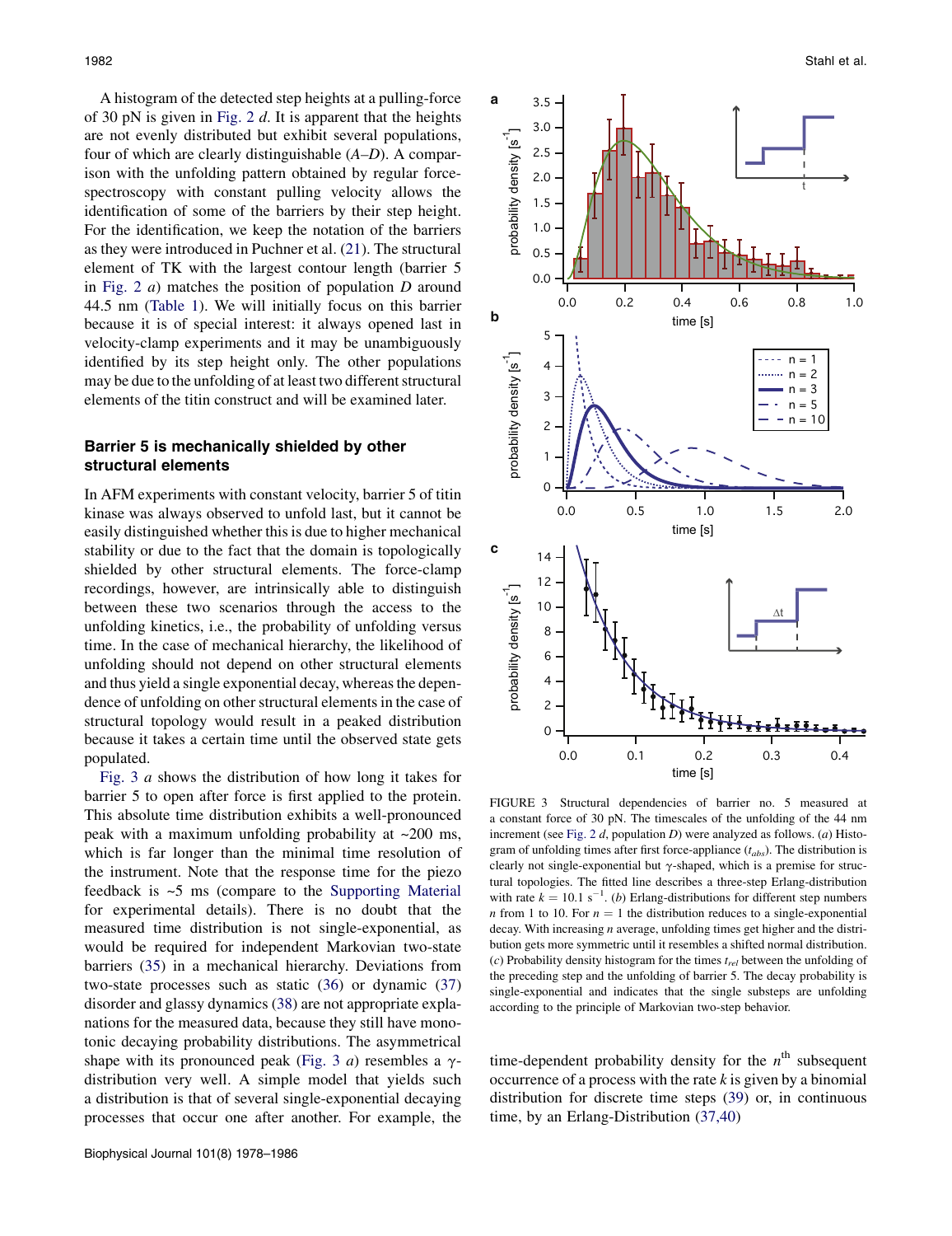A histogram of the detected step heights at a pulling-force of 30 pN is given in Fig. 2 *d*. It is apparent that the heights are not evenly distributed but exhibit several populations, four of which are clearly distinguishable (*A*–*D*). A comparison with the unfolding pattern obtained by regular force-spectroscopy with constant pulling velocity allows the identification of some of the barriers by their step height. For the identification, we keep the notation of the barriers as they were introduced in Puchner et al. (21). The structural element of TK with the largest contour length (barrier 5 in Fig. 2 *a*) matches the position of population *D* around 44.5 nm (Table 1). We will initially focus on this barrier because it is of special interest: it always opened last in velocity-clamp experiments and it may be unambiguously identified by its step height only. The other populations may be due to the unfolding of at least two different structural elements of the titin construct and will be examined later.

## Barrier 5 is mechanically shielded by other structural elements

In AFM experiments with constant velocity, barrier 5 of titin kinase was always observed to unfold last, but it cannot be easily distinguished whether this is due to higher mechanical stability or due to the fact that the domain is topologically shielded by other structural elements. The force-clamp recordings, however, are intrinsically able to distinguish between these two scenarios through the access to the unfolding kinetics, i.e., the probability of unfolding versus time. In the case of mechanical hierarchy, the likelihood of unfolding should not depend on other structural elements and thus yield a single exponential decay, whereas the dependence of unfolding on other structural elements in the case of structural topology would result in a peaked distribution because it takes a certain time until the observed state gets populated.

Fig. 3 *a* shows the distribution of how long it takes for barrier 5 to open after force is first applied to the protein. This absolute time distribution exhibits a well-pronounced peak with a maximum unfolding probability at ~200 ms, which is far longer than the minimal time resolution of the instrument. Note that the response time for the piezo feedback is ~5 ms (compare to the Supporting Material for experimental details). There is no doubt that the measured time distribution is not single-exponential, as would be required for independent Markovian two-state barriers (35) in a mechanical hierarchy. Deviations from two-state processes such as static (36) or dynamic (37) disorder and glassy dynamics (38) are not appropriate explanations for the measured data, because they still have monotonic decaying probability distributions. The asymmetrical shape with its pronounced peak (Fig. 3 *a*) resembles a $\gamma$-distribution very well. A simple model that yields such a distribution is that of several single-exponential decaying processes that occur one after another. For example, the time-dependent probability density for the $n^{\text{th}}$ subsequent occurrence of a process with the rate $k$ is given by a binomial distribution for discrete time steps (39) or, in continuous time, by an Erlang-Distribution (37,40)

FIGURE 3 Structural dependencies of barrier no. 5 measured at a constant force of 30 pN. The timescales of the unfolding of the 44 nm increment (see Fig. 2 *d*, population *D*) were analyzed as follows. (*a*) Histogram of unfolding times after first force-appliance ($t_{abs}$). The distribution is clearly not single-exponential but $\gamma$-shaped, which is a premise for structural topologies. The fitted line describes a three-step Erlang-distribution with rate $k = 10.1\ \text{s}^{-1}$. (*b*) Erlang-distributions for different step numbers $n$ from 1 to 10. For $n = 1$ the distribution reduces to a single-exponential decay. With increasing $n$ average, unfolding times get higher and the distribution gets more symmetric until it resembles a shifted normal distribution. (*c*) Probability density histogram for the times $t_{rel}$ between the unfolding of the preceding step and the unfolding of barrier 5. The decay probability is single-exponential and indicates that the single substeps are unfolding according to the principle of Markovian two-step behavior.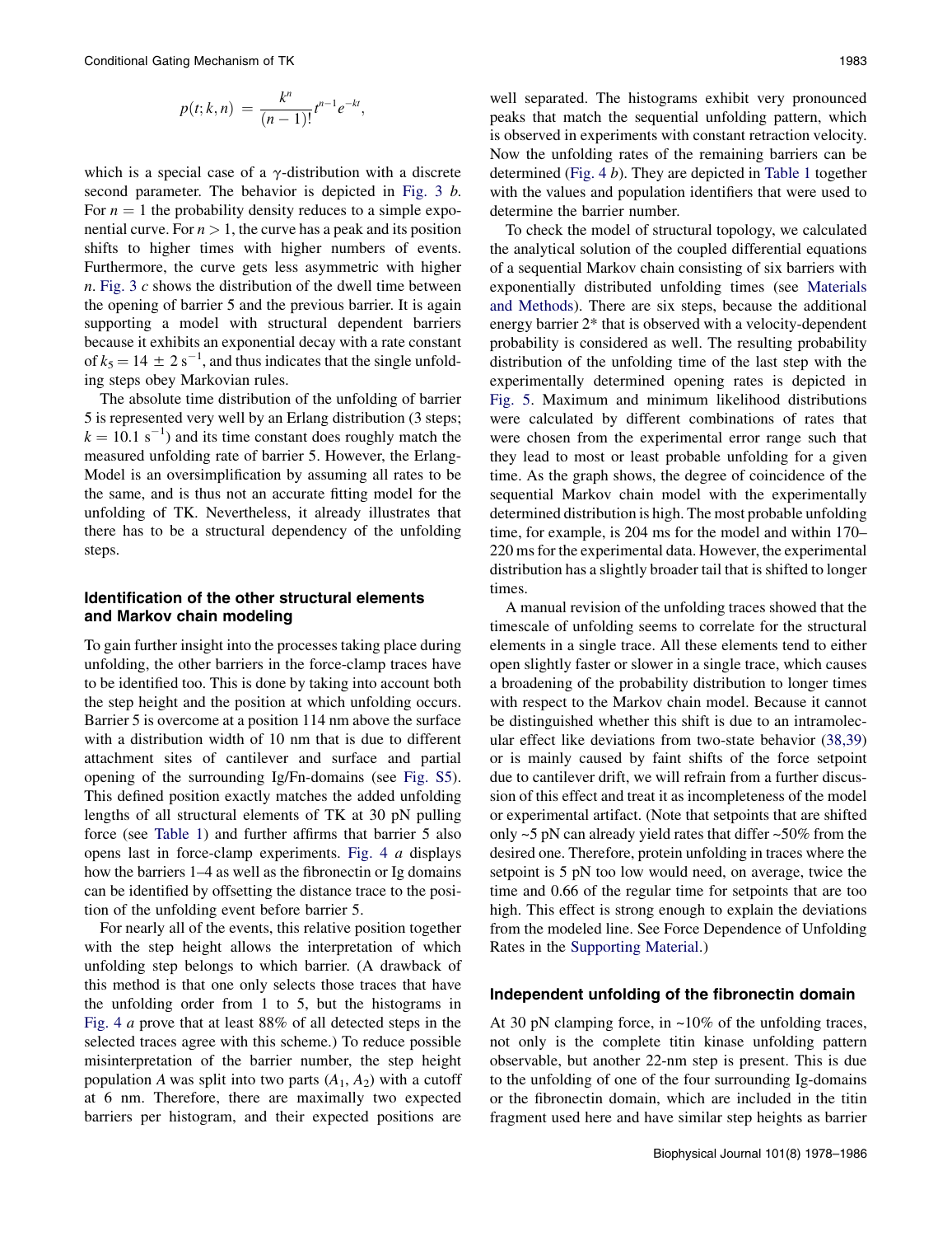$$p(t;k,n) = \frac{k^n}{(n-1)!}t^{n-1}e^{-kt},$$

which is a special case of a γ-distribution with a discrete second parameter. The behavior is depicted in Fig. 3 *b*. For $n = 1$ the probability density reduces to a simple exponential curve. For $n > 1$, the curve has a peak and its position shifts to higher times with higher numbers of events. Furthermore, the curve gets less asymmetric with higher $n$. Fig. 3 *c* shows the distribution of the dwell time between the opening of barrier 5 and the previous barrier. It is again supporting a model with structural dependent barriers because it exhibits an exponential decay with a rate constant of $k_5 = 14 \pm 2\ \text{s}^{-1}$, and thus indicates that the single unfolding steps obey Markovian rules.

The absolute time distribution of the unfolding of barrier 5 is represented very well by an Erlang distribution (3 steps; $k = 10.1\ \text{s}^{-1}$) and its time constant does roughly match the measured unfolding rate of barrier 5. However, the Erlang-Model is an oversimplification by assuming all rates to be the same, and is thus not an accurate fitting model for the unfolding of TK. Nevertheless, it already illustrates that there has to be a structural dependency of the unfolding steps.

### Identification of the other structural elements and Markov chain modeling

To gain further insight into the processes taking place during unfolding, the other barriers in the force-clamp traces have to be identified too. This is done by taking into account both the step height and the position at which unfolding occurs. Barrier 5 is overcome at a position 114 nm above the surface with a distribution width of 10 nm that is due to different attachment sites of cantilever and surface and partial opening of the surrounding Ig/Fn-domains (see Fig. S5). This defined position exactly matches the added unfolding lengths of all structural elements of TK at 30 pN pulling force (see Table 1) and further affirms that barrier 5 also opens last in force-clamp experiments. Fig. 4 *a* displays how the barriers 1–4 as well as the fibronectin or Ig domains can be identified by offsetting the distance trace to the position of the unfolding event before barrier 5.

For nearly all of the events, this relative position together with the step height allows the interpretation of which unfolding step belongs to which barrier. (A drawback of this method is that one only selects those traces that have the unfolding order from 1 to 5, but the histograms in Fig. 4 *a* prove that at least 88% of all detected steps in the selected traces agree with this scheme.) To reduce possible misinterpretation of the barrier number, the step height population $A$ was split into two parts ($A_1$, $A_2$) with a cutoff at 6 nm. Therefore, there are maximally two expected barriers per histogram, and their expected positions are well separated. The histograms exhibit very pronounced peaks that match the sequential unfolding pattern, which is observed in experiments with constant retraction velocity. Now the unfolding rates of the remaining barriers can be determined (Fig. 4 *b*). They are depicted in Table 1 together with the values and population identifiers that were used to determine the barrier number.

To check the model of structural topology, we calculated the analytical solution of the coupled differential equations of a sequential Markov chain consisting of six barriers with exponentially distributed unfolding times (see Materials and Methods). There are six steps, because the additional energy barrier 2* that is observed with a velocity-dependent probability is considered as well. The resulting probability distribution of the unfolding time of the last step with the experimentally determined opening rates is depicted in Fig. 5. Maximum and minimum likelihood distributions were calculated by different combinations of rates that were chosen from the experimental error range such that they lead to most or least probable unfolding for a given time. As the graph shows, the degree of coincidence of the sequential Markov chain model with the experimentally determined distribution is high. The most probable unfolding time, for example, is 204 ms for the model and within 170–220 ms for the experimental data. However, the experimental distribution has a slightly broader tail that is shifted to longer times.

A manual revision of the unfolding traces showed that the timescale of unfolding seems to correlate for the structural elements in a single trace. All these elements tend to either open slightly faster or slower in a single trace, which causes a broadening of the probability distribution to longer times with respect to the Markov chain model. Because it cannot be distinguished whether this shift is due to an intramolecular effect like deviations from two-state behavior (38,39) or is mainly caused by faint shifts of the force setpoint due to cantilever drift, we will refrain from a further discussion of this effect and treat it as incompleteness of the model or experimental artifact. (Note that setpoints that are shifted only ~5 pN can already yield rates that differ ~50% from the desired one. Therefore, protein unfolding in traces where the setpoint is 5 pN too low would need, on average, twice the time and 0.66 of the regular time for setpoints that are too high. This effect is strong enough to explain the deviations from the modeled line. See Force Dependence of Unfolding Rates in the Supporting Material.)

### Independent unfolding of the fibronectin domain

At 30 pN clamping force, in ~10% of the unfolding traces, not only is the complete titin kinase unfolding pattern observable, but another 22-nm step is present. This is due to the unfolding of one of the four surrounding Ig-domains or the fibronectin domain, which are included in the titin fragment used here and have similar step heights as barrier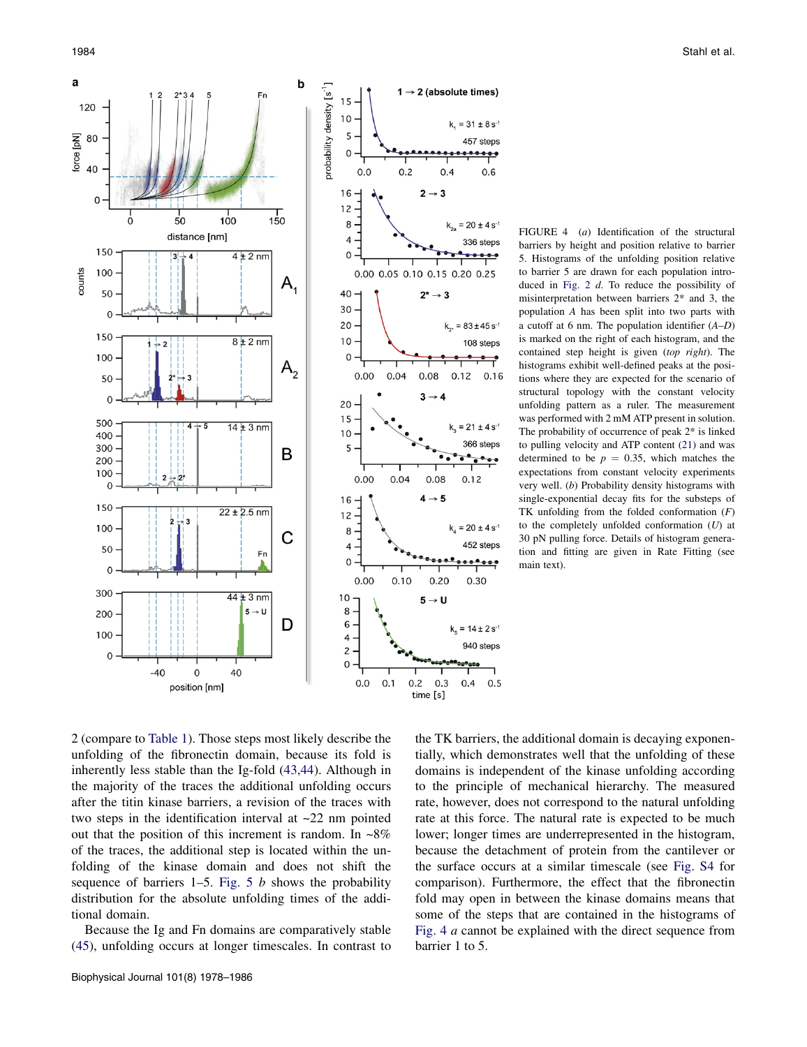FIGURE 4 (*a*) Identification of the structural barriers by height and position relative to barrier 5. Histograms of the unfolding position relative to barrier 5 are drawn for each population introduced in Fig. 2 *d*. To reduce the possibility of misinterpretation between barriers 2* and 3, the population *A* has been split into two parts with a cutoff of 6 nm. The population identifier (*A–D*) is marked on the right of each histogram, and the contained step height is given (*top right*). The histograms exhibit well-defined peaks at the positions where they are expected for the scenario of structural topology with the constant velocity unfolding pattern as a ruler. The measurement was performed with 2 mM ATP present in solution. The probability of occurrence of peak 2* is linked to pulling velocity and ATP content (21) and was determined to be $p = 0.35$, which matches the expectations from constant velocity experiments very well. (*b*) Probability density histograms with single-exponential decay fits for the substeps of TK unfolding from the folded conformation (*F*) to the completely unfolded conformation (*U*) at 30 pN pulling force. Details of histogram generation and fitting are given in Rate Fitting (see main text).

2 (compare to Table 1). Those steps most likely describe the unfolding of the fibronectin domain, because its fold is inherently less stable than the Ig-fold (43,44). Although in the majority of the traces the additional unfolding occurs after the titin kinase barriers, a revision of the traces with two steps in the identification interval at ~22 nm pointed out that the position of this increment is random. In ~8% of the traces, the additional step is located within the unfolding of the kinase domain and does not shift the sequence of barriers 1–5. Fig. 5 *b* shows the probability distribution for the absolute unfolding times of the additional domain.

Because the Ig and Fn domains are comparatively stable (45), unfolding occurs at longer timescales. In contrast to the TK barriers, the additional domain is decaying exponentially, which demonstrates well that the unfolding of these domains is independent of the kinase unfolding according to the principle of mechanical hierarchy. The measured rate, however, does not correspond to the natural unfolding rate at this force. The natural rate is expected to be much lower; longer times are underrepresented in the histogram, because the detachment of protein from the cantilever or the surface occurs at a similar timescale (see Fig. S4 for comparison). Furthermore, the effect that the fibronectin fold may open in between the kinase domains means that some of the steps that are contained in the histograms of Fig. 4 *a* cannot be explained with the direct sequence from barrier 1 to 5.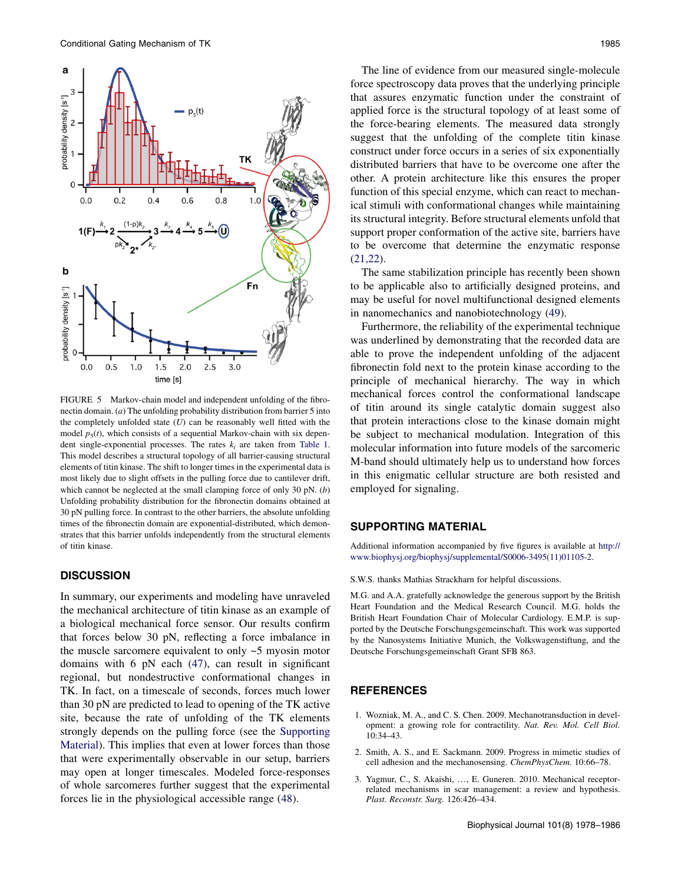FIGURE 5 Markov-chain model and independent unfolding of the fibronectin domain. (*a*) The unfolding probability distribution from barrier 5 into the completely unfolded state (*U*) can be reasonably well fitted with the model $p_5(t)$, which consists of a sequential Markov-chain with six dependent single-exponential processes. The rates $k_i$ are taken from Table 1. This model describes a structural topology of all barrier-causing structural elements of titin kinase. The shift to longer times in the experimental data is most likely due to slight offsets in the pulling force due to cantilever drift, which cannot be neglected at the small clamping force of only 30 pN. (*b*) Unfolding probability distribution for the fibronectin domains obtained at 30 pN pulling force. In contrast to the other barriers, the absolute unfolding times of the fibronectin domain are exponential-distributed, which demonstrates that this barrier unfolds independently from the structural elements of titin kinase.

## DISCUSSION

In summary, our experiments and modeling have unraveled the mechanical architecture of titin kinase as an example of a biological mechanical force sensor. Our results confirm that forces below 30 pN, reflecting a force imbalance in the muscle sarcomere equivalent to only ~5 myosin motor domains with 6 pN each (47), can result in significant regional, but nondestructive conformational changes in TK. In fact, on a timescale of seconds, forces much lower than 30 pN are predicted to lead to opening of the TK active site, because the rate of unfolding of the TK elements strongly depends on the pulling force (see the Supporting Material). This implies that even at lower forces than those that were experimentally observable in our setup, barriers may open at longer timescales. Modeled force-responses of whole sarcomeres further suggest that the experimental forces lie in the physiological accessible range (48).

The line of evidence from our measured single-molecule force spectroscopy data proves that the underlying principle that assures enzymatic function under the constraint of applied force is the structural topology of at least some of the force-bearing elements. The measured data strongly suggest that the unfolding of the complete titin kinase construct under force occurs in a series of six exponentially distributed barriers that have to be overcome one after the other. A protein architecture like this ensures the proper function of this special enzyme, which can react to mechanical stimuli with conformational changes while maintaining its structural integrity. Before structural elements unfold that support proper conformation of the active site, barriers have to be overcome that determine the enzymatic response (21,22).

The same stabilization principle has recently been shown to be applicable also to artificially designed proteins, and may be useful for novel multifunctional designed elements in nanomechanics and nanobiotechnology (49).

Furthermore, the reliability of the experimental technique was underlined by demonstrating that the recorded data are able to prove the independent unfolding of the adjacent fibronectin fold next to the protein kinase according to the principle of mechanical hierarchy. The way in which mechanical forces control the conformational landscape of titin around its single catalytic domain suggest also that protein interactions close to the kinase domain might be subject to mechanical modulation. Integration of this molecular information into future models of the sarcomeric M-band should ultimately help us to understand how forces in this enigmatic cellular structure are both resisted and employed for signaling.

## SUPPORTING MATERIAL

Additional information accompanied by five figures is available at http://www.biophysj.org/biophysj/supplemental/S0006-3495(11)01105-2.

S.W.S. thanks Mathias Strackharn for helpful discussions.

M.G. and A.A. gratefully acknowledge the generous support by the British Heart Foundation and the Medical Research Council. M.G. holds the British Heart Foundation Chair of Molecular Cardiology. E.M.P. is supported by the Deutsche Forschungsgemeinschaft. This work was supported by the Nanosystems Initiative Munich, the Volkswagenstiftung, and the Deutsche Forschungsgemeinschaft Grant SFB 863.

## REFERENCES

1. Wozniak, M. A., and C. S. Chen. 2009. Mechanotransduction in development: a growing role for contractility. *Nat. Rev. Mol. Cell Biol.* 10:34–43.
2. Smith, A. S., and E. Sackmann. 2009. Progress in mimetic studies of cell adhesion and the mechanosensing. *ChemPhysChem.* 10:66–78.
3. Yagmur, C., S. Akaishi, …, E. Guneren. 2010. Mechanical receptor-related mechanisms in scar management: a review and hypothesis. *Plast. Reconstr. Surg.* 126:426–434.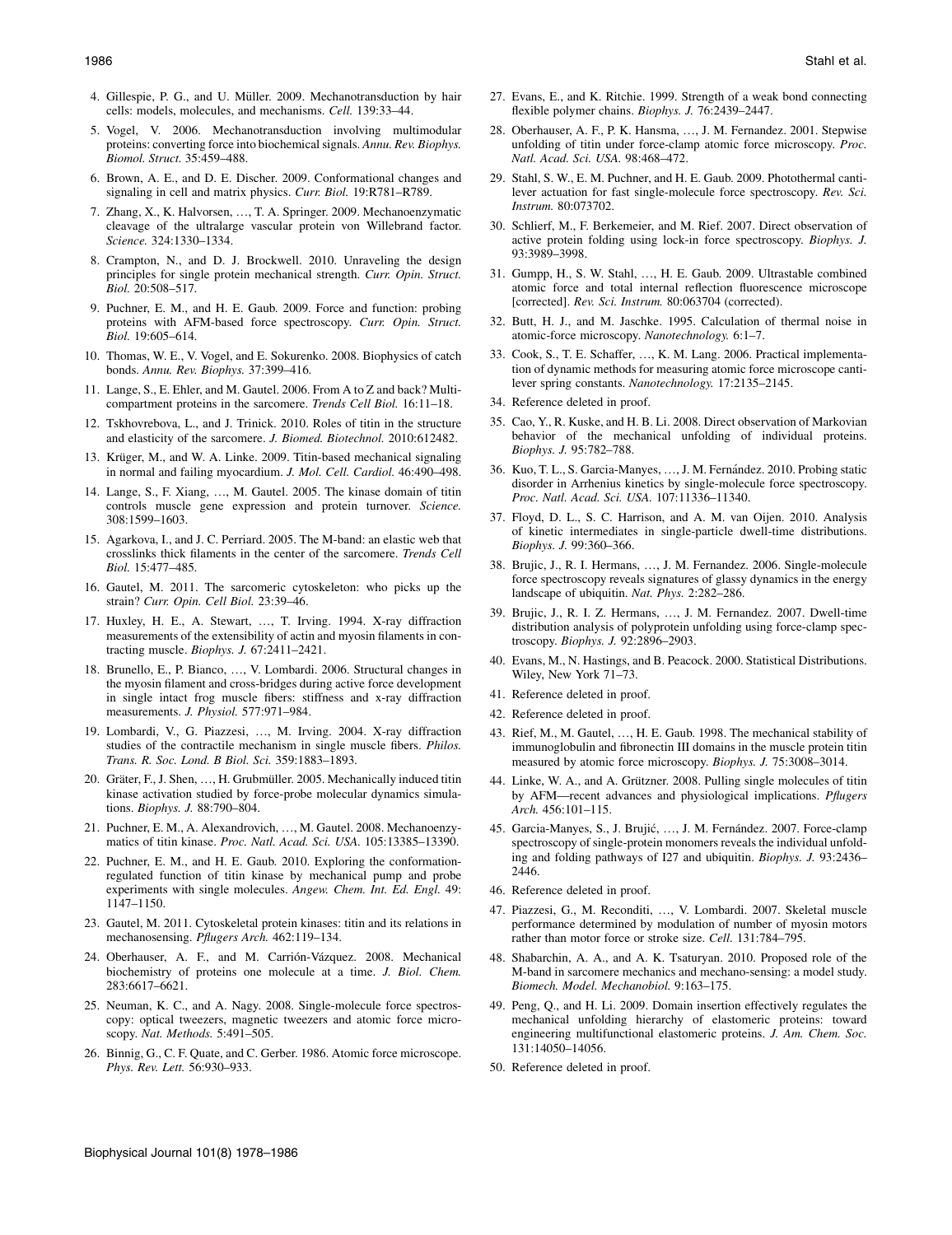4. Gillespie, P. G., and U. Müller. 2009. Mechanotransduction by hair cells: models, molecules, and mechanisms. *Cell.* 139:33–44.
5. Vogel, V. 2006. Mechanotransduction involving multimodular proteins: converting force into biochemical signals. *Annu. Rev. Biophys. Biomol. Struct.* 35:459–488.
6. Brown, A. E., and D. E. Discher. 2009. Conformational changes and signaling in cell and matrix physics. *Curr. Biol.* 19:R781–R789.
7. Zhang, X., K. Halvorsen, …, T. A. Springer. 2009. Mechanoenzymatic cleavage of the ultralarge vascular protein von Willebrand factor. *Science.* 324:1330–1334.
8. Crampton, N., and D. J. Brockwell. 2010. Unraveling the design principles for single protein mechanical strength. *Curr. Opin. Struct. Biol.* 20:508–517.
9. Puchner, E. M., and H. E. Gaub. 2009. Force and function: probing proteins with AFM-based force spectroscopy. *Curr. Opin. Struct. Biol.* 19:605–614.
10. Thomas, W. E., V. Vogel, and E. Sokurenko. 2008. Biophysics of catch bonds. *Annu. Rev. Biophys.* 37:399–416.
11. Lange, S., E. Ehler, and M. Gautel. 2006. From A to Z and back? Multicompartment proteins in the sarcomere. *Trends Cell Biol.* 16:11–18.
12. Tskhovrebova, L., and J. Trinick. 2010. Roles of titin in the structure and elasticity of the sarcomere. *J. Biomed. Biotechnol.* 2010:612482.
13. Krüger, M., and W. A. Linke. 2009. Titin-based mechanical signaling in normal and failing myocardium. *J. Mol. Cell. Cardiol.* 46:490–498.
14. Lange, S., F. Xiang, …, M. Gautel. 2005. The kinase domain of titin controls muscle gene expression and protein turnover. *Science.* 308:1599–1603.
15. Agarkova, I., and J. C. Perriard. 2005. The M-band: an elastic web that crosslinks thick filaments in the center of the sarcomere. *Trends Cell Biol.* 15:477–485.
16. Gautel, M. 2011. The sarcomeric cytoskeleton: who picks up the strain? *Curr. Opin. Cell Biol.* 23:39–46.
17. Huxley, H. E., A. Stewart, …, T. Irving. 1994. X-ray diffraction measurements of the extensibility of actin and myosin filaments in contracting muscle. *Biophys. J.* 67:2411–2421.
18. Brunello, E., P. Bianco, …, V. Lombardi. 2006. Structural changes in the myosin filament and cross-bridges during active force development in single intact frog muscle fibers: stiffness and x-ray diffraction measurements. *J. Physiol.* 577:971–984.
19. Lombardi, V., G. Piazzesi, …, M. Irving. 2004. X-ray diffraction studies of the contractile mechanism in single muscle fibers. *Philos. Trans. R. Soc. Lond. B Biol. Sci.* 359:1883–1893.
20. Gräter, F., J. Shen, …, H. Grubmüller. 2005. Mechanically induced titin kinase activation studied by force-probe molecular dynamics simulations. *Biophys. J.* 88:790–804.
21. Puchner, E. M., A. Alexandrovich, …, M. Gautel. 2008. Mechanoenzymatics of titin kinase. *Proc. Natl. Acad. Sci. USA.* 105:13385–13390.
22. Puchner, E. M., and H. E. Gaub. 2010. Exploring the conformation-regulated function of titin kinase by mechanical pump and probe experiments with single molecules. *Angew. Chem. Int. Ed. Engl.* 49: 1147–1150.
23. Gautel, M. 2011. Cytoskeletal protein kinases: titin and its relations in mechanosensing. *Pflugers Arch.* 462:119–134.
24. Oberhauser, A. F., and M. Carrión-Vázquez. 2008. Mechanical biochemistry of proteins one molecule at a time. *J. Biol. Chem.* 283:6617–6621.
25. Neuman, K. C., and A. Nagy. 2008. Single-molecule force spectroscopy: optical tweezers, magnetic tweezers and atomic force microscopy. *Nat. Methods.* 5:491–505.
26. Binnig, G., C. F. Quate, and C. Gerber. 1986. Atomic force microscope. *Phys. Rev. Lett.* 56:930–933.
27. Evans, E., and K. Ritchie. 1999. Strength of a weak bond connecting flexible polymer chains. *Biophys. J.* 76:2439–2447.
28. Oberhauser, A. F., P. K. Hansma, …, J. M. Fernandez. 2001. Stepwise unfolding of titin under force-clamp atomic force microscopy. *Proc. Natl. Acad. Sci. USA.* 98:468–472.
29. Stahl, S. W., E. M. Puchner, and H. E. Gaub. 2009. Photothermal cantilever actuation for fast single-molecule force spectroscopy. *Rev. Sci. Instrum.* 80:073702.
30. Schlierf, M., F. Berkemeier, and M. Rief. 2007. Direct observation of active protein folding using lock-in force spectroscopy. *Biophys. J.* 93:3989–3998.
31. Gumpp, H., S. W. Stahl, …, H. E. Gaub. 2009. Ultrastable combined atomic force and total internal reflection fluorescence microscope [corrected]. *Rev. Sci. Instrum.* 80:063704 (corrected).
32. Butt, H. J., and M. Jaschke. 1995. Calculation of thermal noise in atomic-force microscopy. *Nanotechnology.* 6:1–7.
33. Cook, S., T. E. Schaffer, …, K. M. Lang. 2006. Practical implementation of dynamic methods for measuring atomic force microscope cantilever spring constants. *Nanotechnology.* 17:2135–2145.
34. Reference deleted in proof.
35. Cao, Y., R. Kuske, and H. B. Li. 2008. Direct observation of Markovian behavior of the mechanical unfolding of individual proteins. *Biophys. J.* 95:782–788.
36. Kuo, T. L., S. Garcia-Manyes, …, J. M. Fernández. 2010. Probing static disorder in Arrhenius kinetics by single-molecule force spectroscopy. *Proc. Natl. Acad. Sci. USA.* 107:11336–11340.
37. Floyd, D. L., S. C. Harrison, and A. M. van Oijen. 2010. Analysis of kinetic intermediates in single-particle dwell-time distributions. *Biophys. J.* 99:360–366.
38. Brujic, J., R. I. Hermans, …, J. M. Fernandez. 2006. Single-molecule force spectroscopy reveals signatures of glassy dynamics in the energy landscape of ubiquitin. *Nat. Phys.* 2:282–286.
39. Brujic, J., R. I. Z. Hermans, …, J. M. Fernandez. 2007. Dwell-time distribution analysis of polyprotein unfolding using force-clamp spectroscopy. *Biophys. J.* 92:2896–2903.
40. Evans, M., N. Hastings, and B. Peacock. 2000. Statistical Distributions. Wiley, New York 71–73.
41. Reference deleted in proof.
42. Reference deleted in proof.
43. Rief, M., M. Gautel, …, H. E. Gaub. 1998. The mechanical stability of immunoglobulin and fibronectin III domains in the muscle protein titin measured by atomic force microscopy. *Biophys. J.* 75:3008–3014.
44. Linke, W. A., and A. Grützner. 2008. Pulling single molecules of titin by AFM—recent advances and physiological implications. *Pflugers Arch.* 456:101–115.
45. Garcia-Manyes, S., J. Brujić, …, J. M. Fernández. 2007. Force-clamp spectroscopy of single-protein monomers reveals the individual unfolding and folding pathways of I27 and ubiquitin. *Biophys. J.* 93:2436–2446.
46. Reference deleted in proof.
47. Piazzesi, G., M. Reconditi, …, V. Lombardi. 2007. Skeletal muscle performance determined by modulation of number of myosin motors rather than motor force or stroke size. *Cell.* 131:784–795.
48. Shabarchin, A. A., and A. K. Tsaturyan. 2010. Proposed role of the M-band in sarcomere mechanics and mechano-sensing: a model study. *Biomech. Model. Mechanobiol.* 9:163–175.
49. Peng, Q., and H. Li. 2009. Domain insertion effectively regulates the mechanical unfolding hierarchy of elastomeric proteins: toward engineering multifunctional elastomeric proteins. *J. Am. Chem. Soc.* 131:14050–14056.
50. Reference deleted in proof.